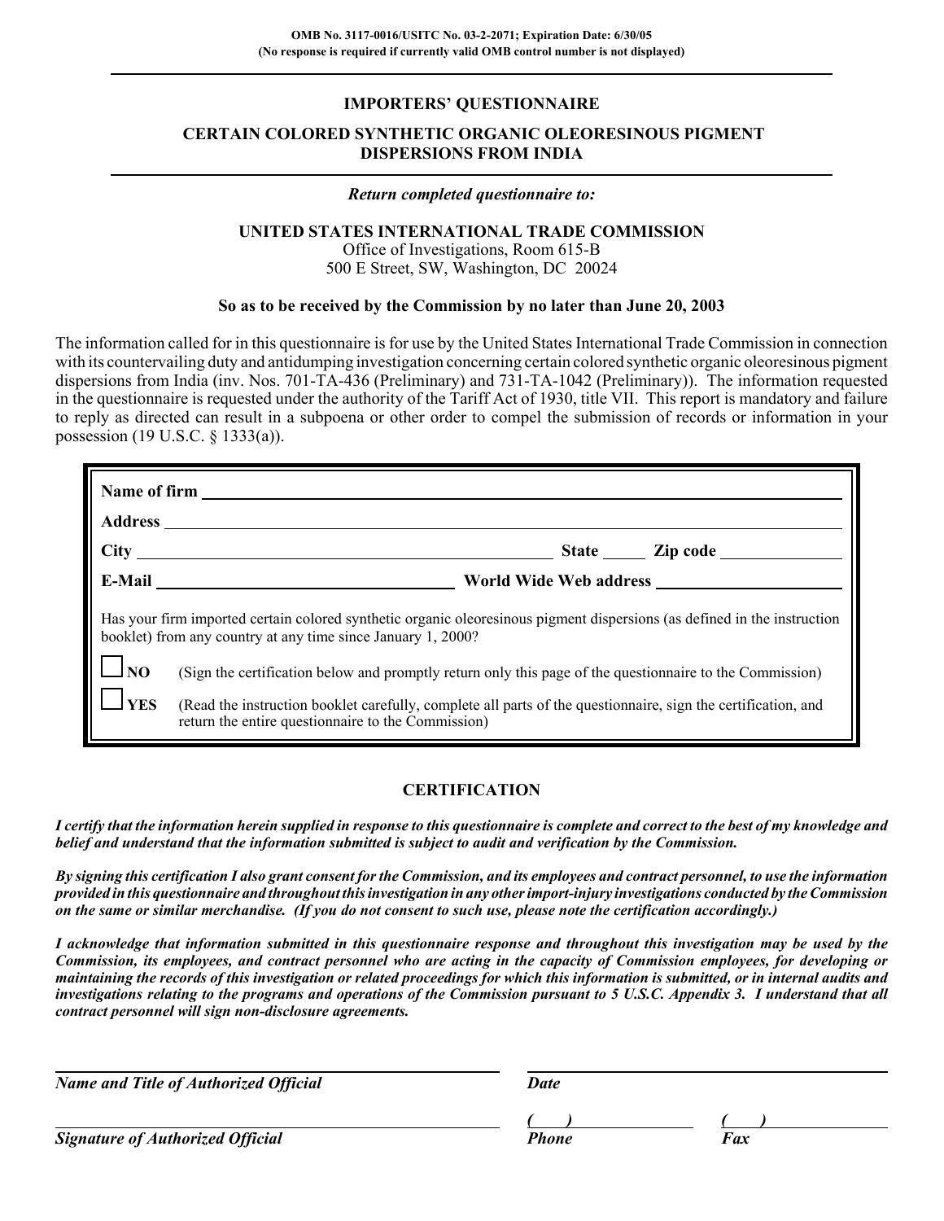OMB No. 3117-0016/USITC No. 03-2-2071; Expiration Date: 6/30/05
(No response is required if currently valid OMB control number is not displayed)

# IMPORTERS' QUESTIONNAIRE

## CERTAIN COLORED SYNTHETIC ORGANIC OLEORESINOUS PIGMENT DISPERSIONS FROM INDIA

*Return completed questionnaire to:*

**UNITED STATES INTERNATIONAL TRADE COMMISSION**
Office of Investigations, Room 615-B
500 E Street, SW, Washington, DC 20024

**So as to be received by the Commission by no later than June 20, 2003**

The information called for in this questionnaire is for use by the United States International Trade Commission in connection with its countervailing duty and antidumping investigation concerning certain colored synthetic organic oleoresinous pigment dispersions from India (inv. Nos. 701-TA-436 (Preliminary) and 731-TA-1042 (Preliminary)). The information requested in the questionnaire is requested under the authority of the Tariff Act of 1930, title VII. This report is mandatory and failure to reply as directed can result in a subpoena or other order to compel the submission of records or information in your possession (19 U.S.C. § 1333(a)).

**Name of firm** ____________________

**Address** ____________________

**City** ____________________ **State** _____ **Zip code** __________

**E-Mail** ____________________ **World Wide Web address** ____________________

Has your firm imported certain colored synthetic organic oleoresinous pigment dispersions (as defined in the instruction booklet) from any country at any time since January 1, 2000?

☐ **NO** (Sign the certification below and promptly return only this page of the questionnaire to the Commission)

☐ **YES** (Read the instruction booklet carefully, complete all parts of the questionnaire, sign the certification, and return the entire questionnaire to the Commission)

## CERTIFICATION

***I certify that the information herein supplied in response to this questionnaire is complete and correct to the best of my knowledge and belief and understand that the information submitted is subject to audit and verification by the Commission.***

***By signing this certification I also grant consent for the Commission, and its employees and contract personnel, to use the information provided in this questionnaire and throughout this investigation in any other import-injury investigations conducted by the Commission on the same or similar merchandise. (If you do not consent to such use, please note the certification accordingly.)***

***I acknowledge that information submitted in this questionnaire response and throughout this investigation may be used by the Commission, its employees, and contract personnel who are acting in the capacity of Commission employees, for developing or maintaining the records of this investigation or related proceedings for which this information is submitted, or in internal audits and investigations relating to the programs and operations of the Commission pursuant to 5 U.S.C. Appendix 3. I understand that all contract personnel will sign non-disclosure agreements.***

____________________ ____________________
***Name and Title of Authorized Official*** ***Date***

____________________ (   ) __________ (   ) __________
***Signature of Authorized Official*** ***Phone*** ***Fax***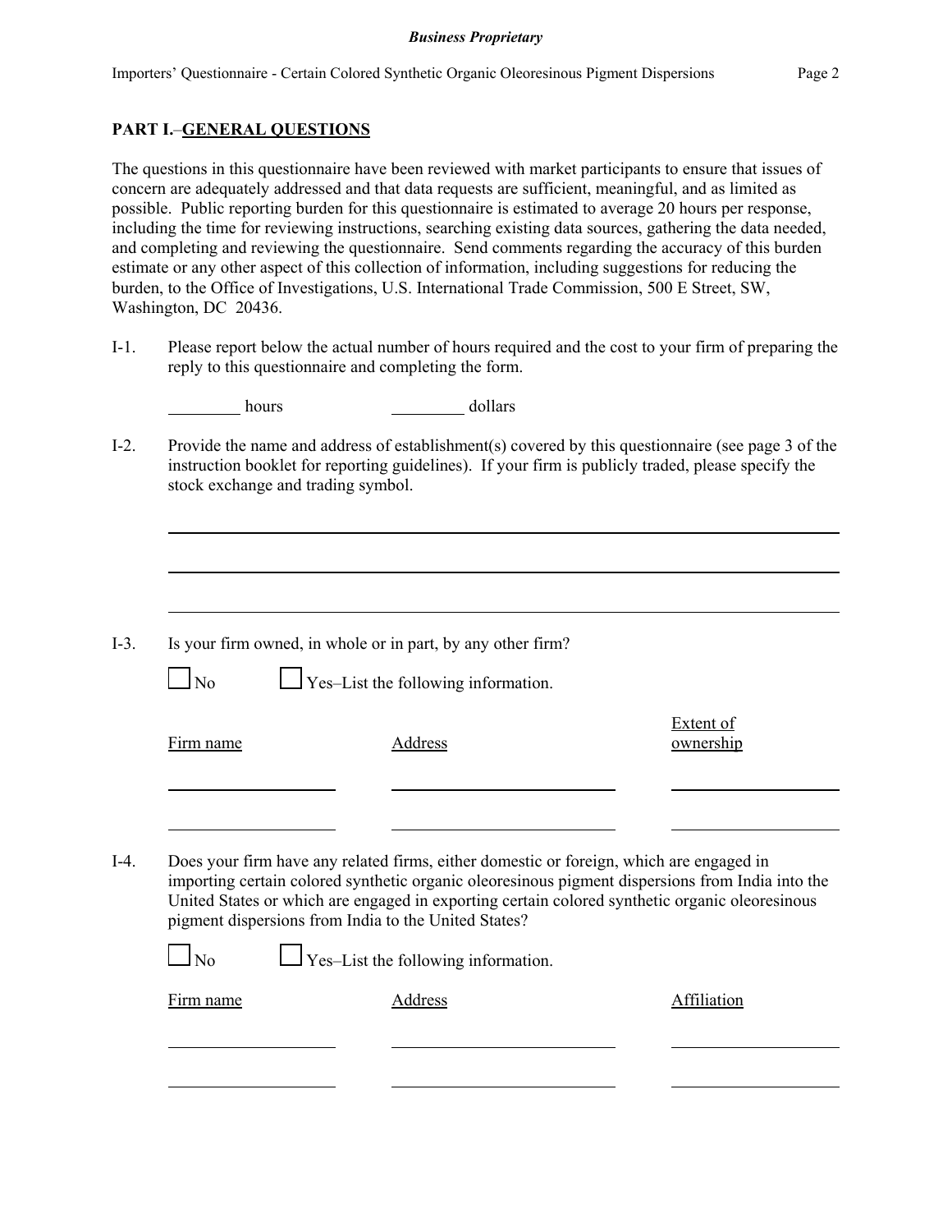## PART I.–GENERAL QUESTIONS

The questions in this questionnaire have been reviewed with market participants to ensure that issues of concern are adequately addressed and that data requests are sufficient, meaningful, and as limited as possible. Public reporting burden for this questionnaire is estimated to average 20 hours per response, including the time for reviewing instructions, searching existing data sources, gathering the data needed, and completing and reviewing the questionnaire. Send comments regarding the accuracy of this burden estimate or any other aspect of this collection of information, including suggestions for reducing the burden, to the Office of Investigations, U.S. International Trade Commission, 500 E Street, SW, Washington, DC 20436.

I-1. Please report below the actual number of hours required and the cost to your firm of preparing the reply to this questionnaire and completing the form.

________ hours ________ dollars

I-2. Provide the name and address of establishment(s) covered by this questionnaire (see page 3 of the instruction booklet for reporting guidelines). If your firm is publicly traded, please specify the stock exchange and trading symbol.

______________________________________________________________

______________________________________________________________

______________________________________________________________

I-3. Is your firm owned, in whole or in part, by any other firm?

☐ No ☐ Yes–List the following information.

| Firm name | Address | Extent of ownership |
|---|---|---|
| | | |
| | | |

I-4. Does your firm have any related firms, either domestic or foreign, which are engaged in importing certain colored synthetic organic oleoresinous pigment dispersions from India into the United States or which are engaged in exporting certain colored synthetic organic oleoresinous pigment dispersions from India to the United States?

☐ No ☐ Yes–List the following information.

| Firm name | Address | Affiliation |
|---|---|---|
| | | |
| | | |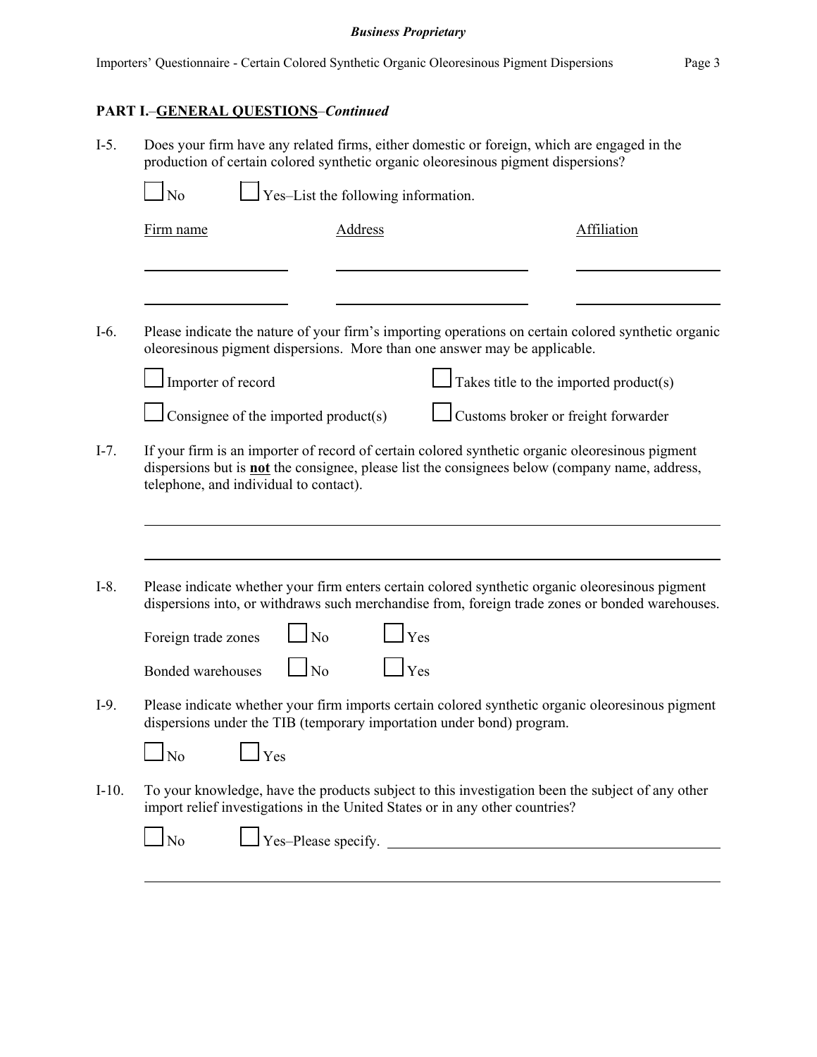**PART I.**–**GENERAL QUESTIONS**–*Continued*

I-5. Does your firm have any related firms, either domestic or foreign, which are engaged in the production of certain colored synthetic organic oleoresinous pigment dispersions?

☐ No ☐ Yes–List the following information.

| Firm name | Address | Affiliation |
|---|---|---|
| | | |
| | | |

I-6. Please indicate the nature of your firm's importing operations on certain colored synthetic organic oleoresinous pigment dispersions. More than one answer may be applicable.

☐ Importer of record ☐ Takes title to the imported product(s)

☐ Consignee of the imported product(s) ☐ Customs broker or freight forwarder

I-7. If your firm is an importer of record of certain colored synthetic organic oleoresinous pigment dispersions but is **not** the consignee, please list the consignees below (company name, address, telephone, and individual to contact).

\_\_\_\_\_\_\_\_\_\_\_\_\_\_\_\_\_\_\_\_\_\_\_\_\_\_\_\_\_\_\_\_\_\_\_\_\_\_\_\_\_\_\_\_\_\_\_\_\_\_\_\_\_\_\_\_\_\_\_\_

\_\_\_\_\_\_\_\_\_\_\_\_\_\_\_\_\_\_\_\_\_\_\_\_\_\_\_\_\_\_\_\_\_\_\_\_\_\_\_\_\_\_\_\_\_\_\_\_\_\_\_\_\_\_\_\_\_\_\_\_

I-8. Please indicate whether your firm enters certain colored synthetic organic oleoresinous pigment dispersions into, or withdraws such merchandise from, foreign trade zones or bonded warehouses.

Foreign trade zones ☐ No ☐ Yes

Bonded warehouses ☐ No ☐ Yes

I-9. Please indicate whether your firm imports certain colored synthetic organic oleoresinous pigment dispersions under the TIB (temporary importation under bond) program.

☐ No ☐ Yes

I-10. To your knowledge, have the products subject to this investigation been the subject of any other import relief investigations in the United States or in any other countries?

☐ No ☐ Yes–Please specify. \_\_\_\_\_\_\_\_\_\_\_\_\_\_\_\_\_\_\_\_\_\_\_\_\_\_\_\_\_\_\_\_\_\_\_\_\_\_\_\_

\_\_\_\_\_\_\_\_\_\_\_\_\_\_\_\_\_\_\_\_\_\_\_\_\_\_\_\_\_\_\_\_\_\_\_\_\_\_\_\_\_\_\_\_\_\_\_\_\_\_\_\_\_\_\_\_\_\_\_\_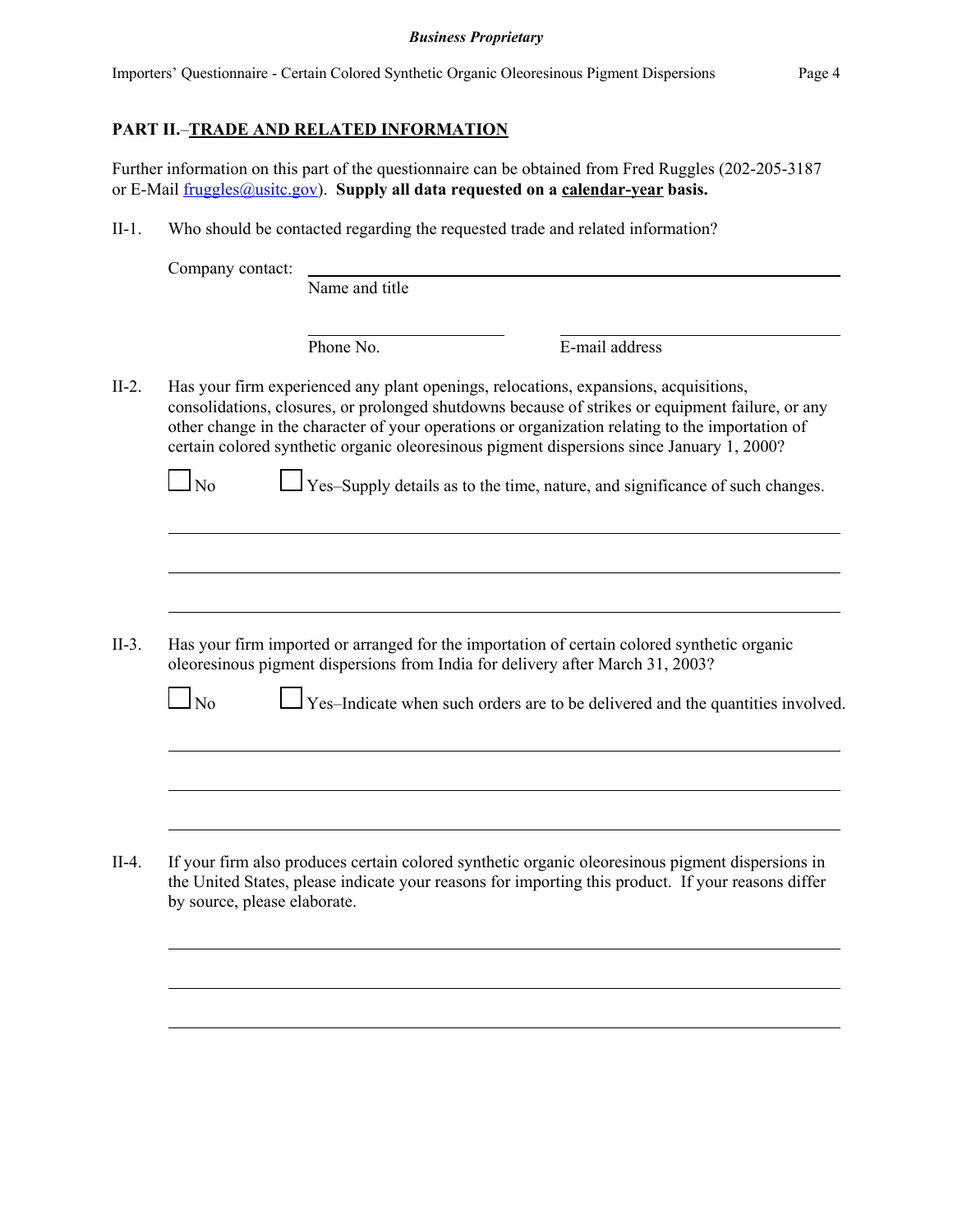## PART II.–TRADE AND RELATED INFORMATION

Further information on this part of the questionnaire can be obtained from Fred Ruggles (202-205-3187 or E-Mail fruggles@usitc.gov). **Supply all data requested on a calendar-year basis.**

II-1. Who should be contacted regarding the requested trade and related information?

Company contact: ______________________________________________
Name and title

______________________ ______________________
Phone No. E-mail address

II-2. Has your firm experienced any plant openings, relocations, expansions, acquisitions, consolidations, closures, or prolonged shutdowns because of strikes or equipment failure, or any other change in the character of your operations or organization relating to the importation of certain colored synthetic organic oleoresinous pigment dispersions since January 1, 2000?

☐ No ☐ Yes–Supply details as to the time, nature, and significance of such changes.

______________________________________________________________________

______________________________________________________________________

______________________________________________________________________

II-3. Has your firm imported or arranged for the importation of certain colored synthetic organic oleoresinous pigment dispersions from India for delivery after March 31, 2003?

☐ No ☐ Yes–Indicate when such orders are to be delivered and the quantities involved.

______________________________________________________________________

______________________________________________________________________

______________________________________________________________________

II-4. If your firm also produces certain colored synthetic organic oleoresinous pigment dispersions in the United States, please indicate your reasons for importing this product. If your reasons differ by source, please elaborate.

______________________________________________________________________

______________________________________________________________________

______________________________________________________________________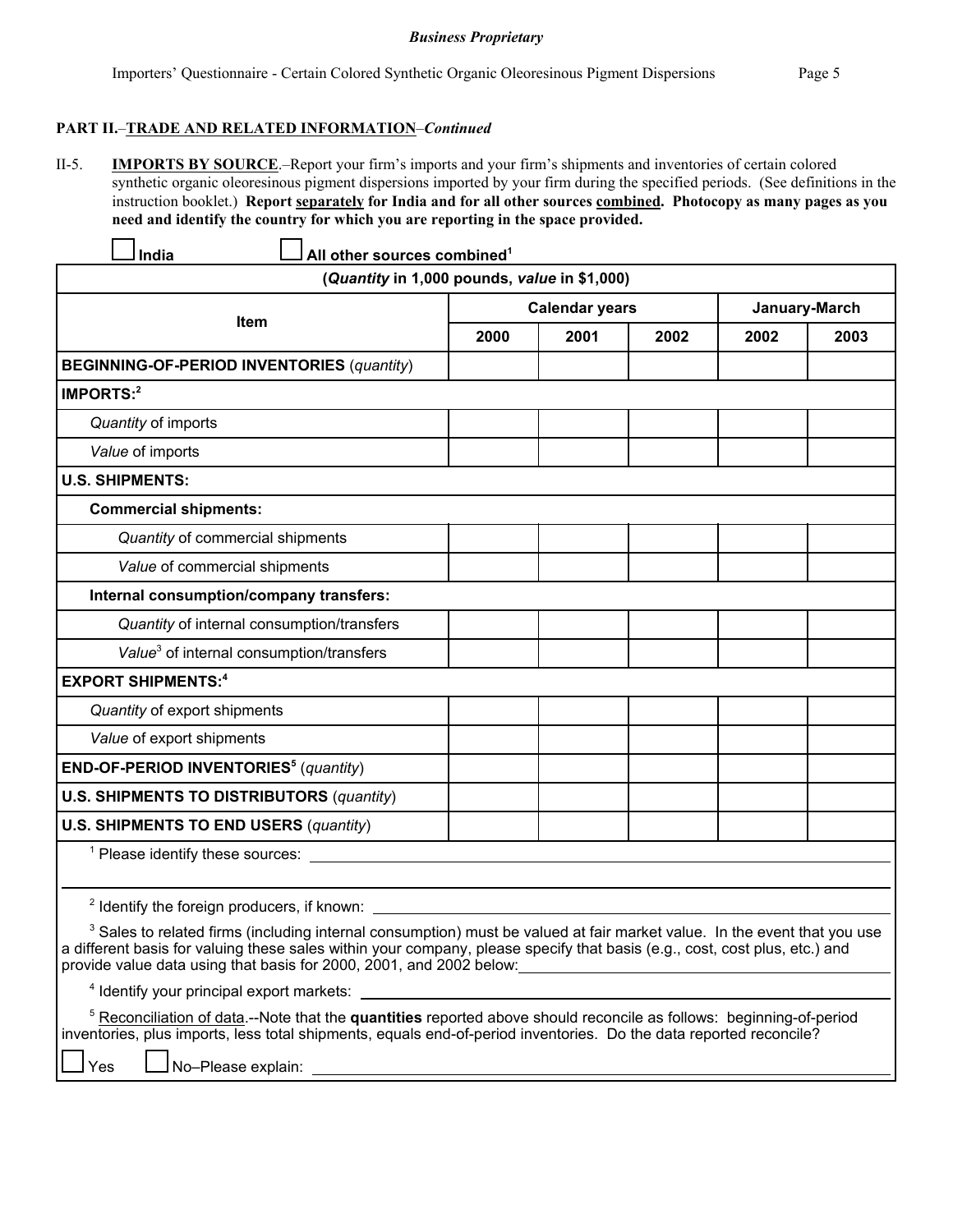**PART II.**–**TRADE AND RELATED INFORMATION**–*Continued*

II-5. **IMPORTS BY SOURCE**.–Report your firm's imports and your firm's shipments and inventories of certain colored synthetic organic oleoresinous pigment dispersions imported by your firm during the specified periods. (See definitions in the instruction booklet.) **Report separately for India and for all other sources combined. Photocopy as many pages as you need and identify the country for which you are reporting in the space provided.**

☐ **India** ☐ **All other sources combined**[1]

| (*Quantity* in 1,000 pounds, *value* in $1,000) | | | | | |
|---|---|---|---|---|---|
| **Item** | **Calendar years** | | | **January-March** | |
| | **2000** | **2001** | **2002** | **2002** | **2003** |
| **BEGINNING-OF-PERIOD INVENTORIES** (*quantity*) | | | | | |
| **IMPORTS:**[2] | | | | | |
| *Quantity* of imports | | | | | |
| *Value* of imports | | | | | |
| **U.S. SHIPMENTS:** | | | | | |
| **Commercial shipments:** | | | | | |
| *Quantity* of commercial shipments | | | | | |
| *Value* of commercial shipments | | | | | |
| **Internal consumption/company transfers:** | | | | | |
| *Quantity* of internal consumption/transfers | | | | | |
| *Value*[3] of internal consumption/transfers | | | | | |
| **EXPORT SHIPMENTS:**[4] | | | | | |
| *Quantity* of export shipments | | | | | |
| *Value* of export shipments | | | | | |
| **END-OF-PERIOD INVENTORIES**[5] (*quantity*) | | | | | |
| **U.S. SHIPMENTS TO DISTRIBUTORS** (*quantity*) | | | | | |
| **U.S. SHIPMENTS TO END USERS** (*quantity*) | | | | | |

[1] Please identify these sources: ______________________________

[2] Identify the foreign producers, if known: ______________________________

[3] Sales to related firms (including internal consumption) must be valued at fair market value. In the event that you use a different basis for valuing these sales within your company, please specify that basis (e.g., cost, cost plus, etc.) and provide value data using that basis for 2000, 2001, and 2002 below: ______________________________

[4] Identify your principal export markets: ______________________________

[5] Reconciliation of data.--Note that the **quantities** reported above should reconcile as follows: beginning-of-period inventories, plus imports, less total shipments, equals end-of-period inventories. Do the data reported reconcile?

☐ Yes ☐ No–Please explain: ______________________________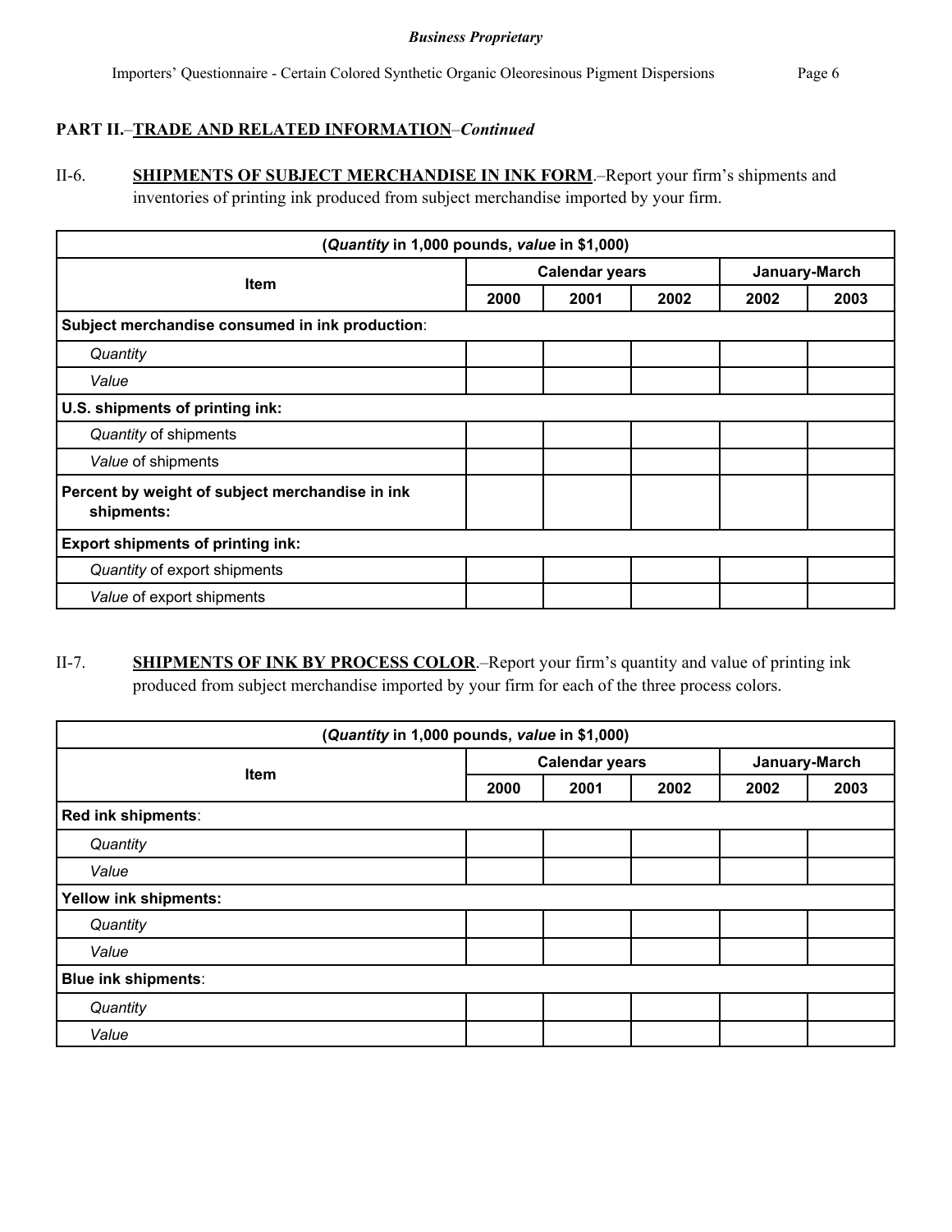**PART II.**–**TRADE AND RELATED INFORMATION**–*Continued*

II-6. **SHIPMENTS OF SUBJECT MERCHANDISE IN INK FORM**.–Report your firm's shipments and inventories of printing ink produced from subject merchandise imported by your firm.

| (*Quantity* in 1,000 pounds, *value* in $1,000) | | | | | |
|---|---|---|---|---|---|
| **Item** | **Calendar years** | | | **January-March** | |
| | **2000** | **2001** | **2002** | **2002** | **2003** |
| **Subject merchandise consumed in ink production**: | | | | | |
| *Quantity* | | | | | |
| *Value* | | | | | |
| **U.S. shipments of printing ink:** | | | | | |
| *Quantity* of shipments | | | | | |
| *Value* of shipments | | | | | |
| **Percent by weight of subject merchandise in ink shipments:** | | | | | |
| **Export shipments of printing ink:** | | | | | |
| *Quantity* of export shipments | | | | | |
| *Value* of export shipments | | | | | |

II-7. **SHIPMENTS OF INK BY PROCESS COLOR**.–Report your firm's quantity and value of printing ink produced from subject merchandise imported by your firm for each of the three process colors.

| (*Quantity* in 1,000 pounds, *value* in $1,000) | | | | | |
|---|---|---|---|---|---|
| **Item** | **Calendar years** | | | **January-March** | |
| | **2000** | **2001** | **2002** | **2002** | **2003** |
| **Red ink shipments**: | | | | | |
| *Quantity* | | | | | |
| *Value* | | | | | |
| **Yellow ink shipments:** | | | | | |
| *Quantity* | | | | | |
| *Value* | | | | | |
| **Blue ink shipments**: | | | | | |
| *Quantity* | | | | | |
| *Value* | | | | | |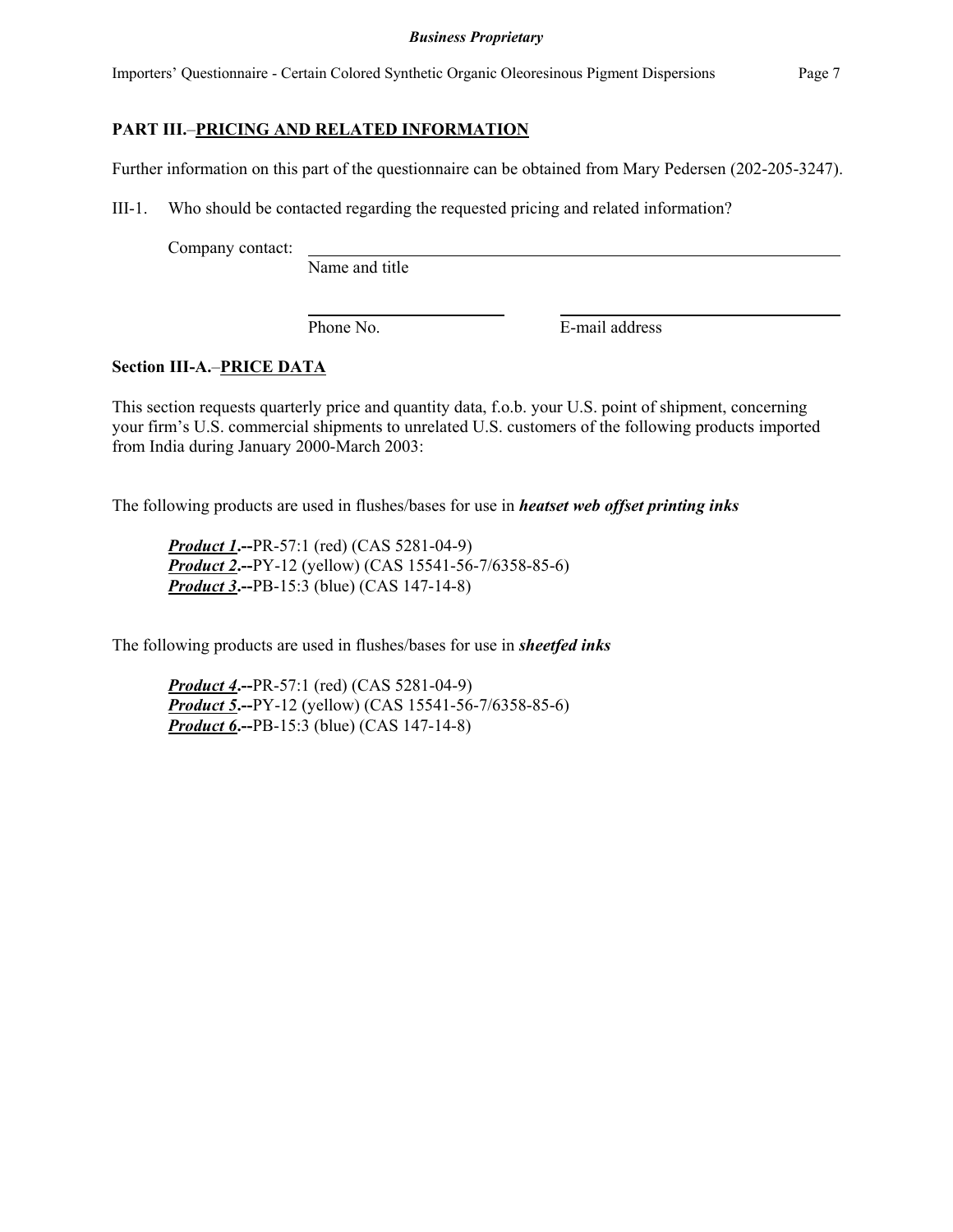## PART III.–PRICING AND RELATED INFORMATION

Further information on this part of the questionnaire can be obtained from Mary Pedersen (202-205-3247).

III-1. Who should be contacted regarding the requested pricing and related information?

Company contact: ______________________________________________
Name and title

______________________ ______________________________
Phone No. E-mail address

### Section III-A.–PRICE DATA

This section requests quarterly price and quantity data, f.o.b. your U.S. point of shipment, concerning your firm's U.S. commercial shipments to unrelated U.S. customers of the following products imported from India during January 2000-March 2003:

The following products are used in flushes/bases for use in ***heatset web offset printing inks***

***Product 1*.--**PR-57:1 (red) (CAS 5281-04-9)
***Product 2*.--**PY-12 (yellow) (CAS 15541-56-7/6358-85-6)
***Product 3*.--**PB-15:3 (blue) (CAS 147-14-8)

The following products are used in flushes/bases for use in ***sheetfed inks***

***Product 4*.--**PR-57:1 (red) (CAS 5281-04-9)
***Product 5*.--**PY-12 (yellow) (CAS 15541-56-7/6358-85-6)
***Product 6*.--**PB-15:3 (blue) (CAS 147-14-8)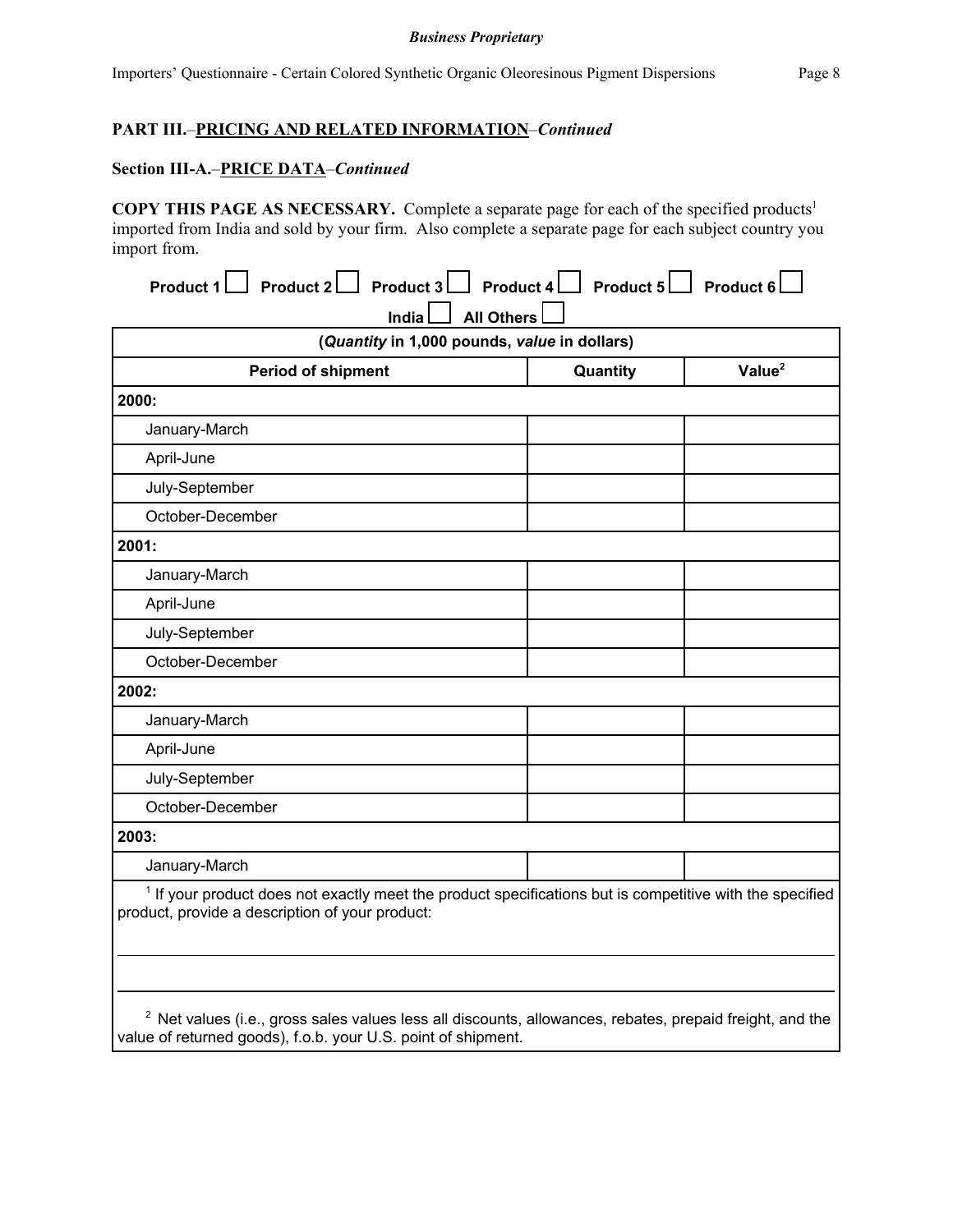**PART III.–PRICING AND RELATED INFORMATION–*Continued***

**Section III-A.–PRICE DATA–*Continued***

**COPY THIS PAGE AS NECESSARY.** Complete a separate page for each of the specified products[1] imported from India and sold by your firm. Also complete a separate page for each subject country you import from.

**Product 1** ☐ **Product 2** ☐ **Product 3** ☐ **Product 4** ☐ **Product 5** ☐ **Product 6** ☐

**India** ☐ **All Others** ☐

| (*Quantity* in 1,000 pounds, *value* in dollars) | | |
|---|---|---|
| **Period of shipment** | **Quantity** | **Value[2]** |
| **2000:** | | |
| January-March | | |
| April-June | | |
| July-September | | |
| October-December | | |
| **2001:** | | |
| January-March | | |
| April-June | | |
| July-September | | |
| October-December | | |
| **2002:** | | |
| January-March | | |
| April-June | | |
| July-September | | |
| October-December | | |
| **2003:** | | |
| January-March | | |

[1] If your product does not exactly meet the product specifications but is competitive with the specified product, provide a description of your product:

______________________________________________________________________

______________________________________________________________________

[2] Net values (i.e., gross sales values less all discounts, allowances, rebates, prepaid freight, and the value of returned goods), f.o.b. your U.S. point of shipment.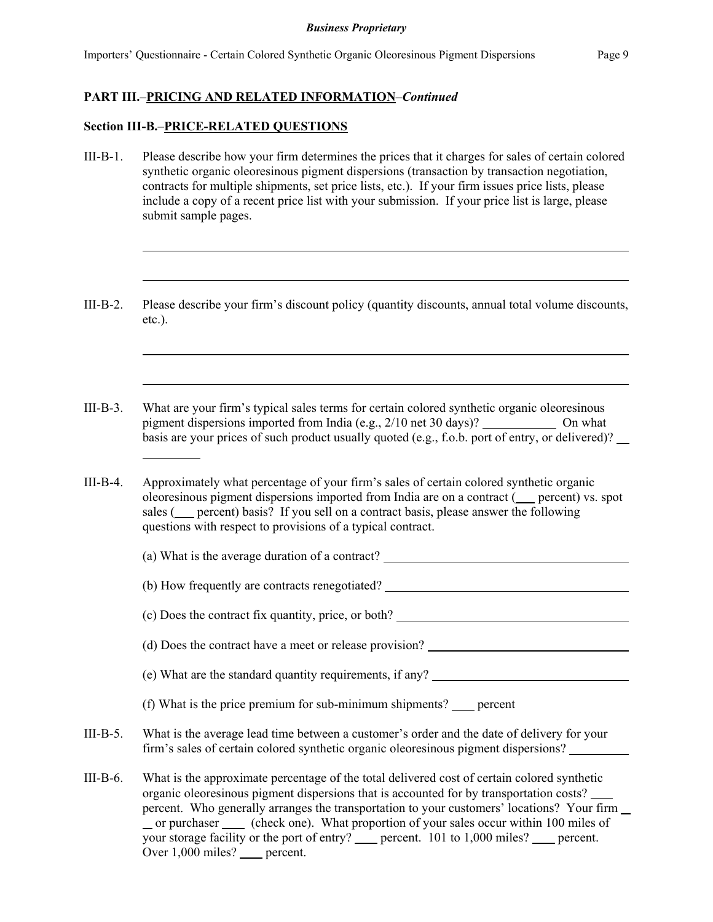**PART III.–PRICING AND RELATED INFORMATION–*Continued***

**Section III-B.–PRICE-RELATED QUESTIONS**

III-B-1. Please describe how your firm determines the prices that it charges for sales of certain colored synthetic organic oleoresinous pigment dispersions (transaction by transaction negotiation, contracts for multiple shipments, set price lists, etc.). If your firm issues price lists, please include a copy of a recent price list with your submission. If your price list is large, please submit sample pages.

\_\_\_\_\_\_\_\_\_\_\_\_\_\_\_\_\_\_\_\_\_\_\_\_\_\_\_\_\_\_\_\_\_\_\_\_\_\_\_\_\_\_\_\_\_\_\_\_\_\_\_\_\_\_\_\_\_\_\_\_\_\_\_\_\_\_\_\_\_\_

\_\_\_\_\_\_\_\_\_\_\_\_\_\_\_\_\_\_\_\_\_\_\_\_\_\_\_\_\_\_\_\_\_\_\_\_\_\_\_\_\_\_\_\_\_\_\_\_\_\_\_\_\_\_\_\_\_\_\_\_\_\_\_\_\_\_\_\_\_\_

III-B-2. Please describe your firm's discount policy (quantity discounts, annual total volume discounts, etc.).

\_\_\_\_\_\_\_\_\_\_\_\_\_\_\_\_\_\_\_\_\_\_\_\_\_\_\_\_\_\_\_\_\_\_\_\_\_\_\_\_\_\_\_\_\_\_\_\_\_\_\_\_\_\_\_\_\_\_\_\_\_\_\_\_\_\_\_\_\_\_

\_\_\_\_\_\_\_\_\_\_\_\_\_\_\_\_\_\_\_\_\_\_\_\_\_\_\_\_\_\_\_\_\_\_\_\_\_\_\_\_\_\_\_\_\_\_\_\_\_\_\_\_\_\_\_\_\_\_\_\_\_\_\_\_\_\_\_\_\_\_

III-B-3. What are your firm's typical sales terms for certain colored synthetic organic oleoresinous pigment dispersions imported from India (e.g., 2/10 net 30 days)? \_\_\_\_\_\_\_\_\_\_\_ On what basis are your prices of such product usually quoted (e.g., f.o.b. port of entry, or delivered)? \_\_\_\_\_\_\_\_\_\_

III-B-4. Approximately what percentage of your firm's sales of certain colored synthetic organic oleoresinous pigment dispersions imported from India are on a contract (\_\_\_ percent) vs. spot sales (\_\_\_ percent) basis? If you sell on a contract basis, please answer the following questions with respect to provisions of a typical contract.

(a) What is the average duration of a contract? \_\_\_\_\_\_\_\_\_\_\_\_\_\_\_\_\_\_\_\_\_\_\_\_\_\_\_\_\_\_\_\_\_\_\_\_\_\_

(b) How frequently are contracts renegotiated? \_\_\_\_\_\_\_\_\_\_\_\_\_\_\_\_\_\_\_\_\_\_\_\_\_\_\_\_\_\_\_\_\_\_\_\_\_\_

(c) Does the contract fix quantity, price, or both? \_\_\_\_\_\_\_\_\_\_\_\_\_\_\_\_\_\_\_\_\_\_\_\_\_\_\_\_\_\_\_\_\_\_\_

(d) Does the contract have a meet or release provision? \_\_\_\_\_\_\_\_\_\_\_\_\_\_\_\_\_\_\_\_\_\_\_\_\_\_\_\_\_\_

(e) What are the standard quantity requirements, if any? \_\_\_\_\_\_\_\_\_\_\_\_\_\_\_\_\_\_\_\_\_\_\_\_\_\_\_\_\_\_

(f) What is the price premium for sub-minimum shipments? \_\_\_\_ percent

III-B-5. What is the average lead time between a customer's order and the date of delivery for your firm's sales of certain colored synthetic organic oleoresinous pigment dispersions? \_\_\_\_\_\_\_\_\_\_

III-B-6. What is the approximate percentage of the total delivered cost of certain colored synthetic organic oleoresinous pigment dispersions that is accounted for by transportation costs? \_\_\_\_ percent. Who generally arranges the transportation to your customers' locations? Your firm \_\_\_ or purchaser \_\_\_\_ (check one). What proportion of your sales occur within 100 miles of your storage facility or the port of entry? \_\_\_\_ percent. 101 to 1,000 miles? \_\_\_\_ percent. Over 1,000 miles? \_\_\_\_ percent.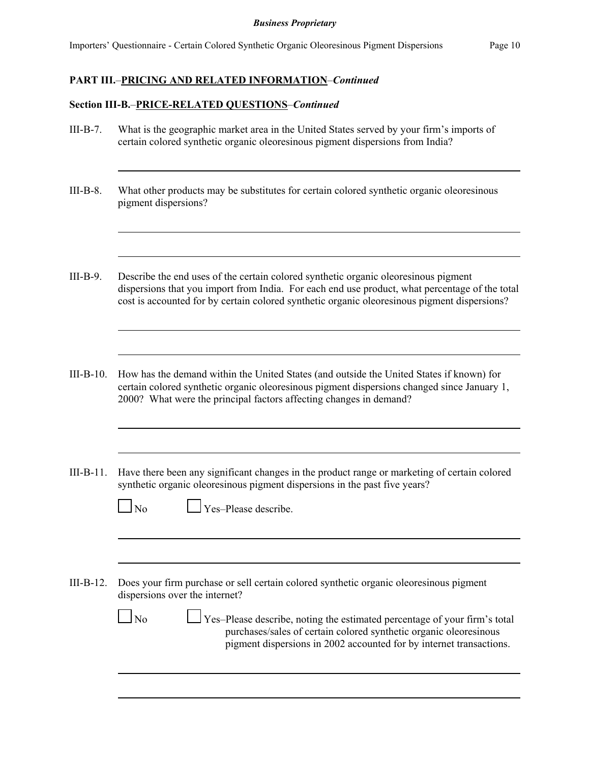## PART III.–PRICING AND RELATED INFORMATION–*Continued*

### Section III-B.–PRICE-RELATED QUESTIONS–*Continued*

III-B-7. What is the geographic market area in the United States served by your firm's imports of certain colored synthetic organic oleoresinous pigment dispersions from India?

III-B-8. What other products may be substitutes for certain colored synthetic organic oleoresinous pigment dispersions?

III-B-9. Describe the end uses of the certain colored synthetic organic oleoresinous pigment dispersions that you import from India. For each end use product, what percentage of the total cost is accounted for by certain colored synthetic organic oleoresinous pigment dispersions?

III-B-10. How has the demand within the United States (and outside the United States if known) for certain colored synthetic organic oleoresinous pigment dispersions changed since January 1, 2000? What were the principal factors affecting changes in demand?

III-B-11. Have there been any significant changes in the product range or marketing of certain colored synthetic organic oleoresinous pigment dispersions in the past five years?

☐ No ☐ Yes–Please describe.

III-B-12. Does your firm purchase or sell certain colored synthetic organic oleoresinous pigment dispersions over the internet?

☐ No ☐ Yes–Please describe, noting the estimated percentage of your firm's total purchases/sales of certain colored synthetic organic oleoresinous pigment dispersions in 2002 accounted for by internet transactions.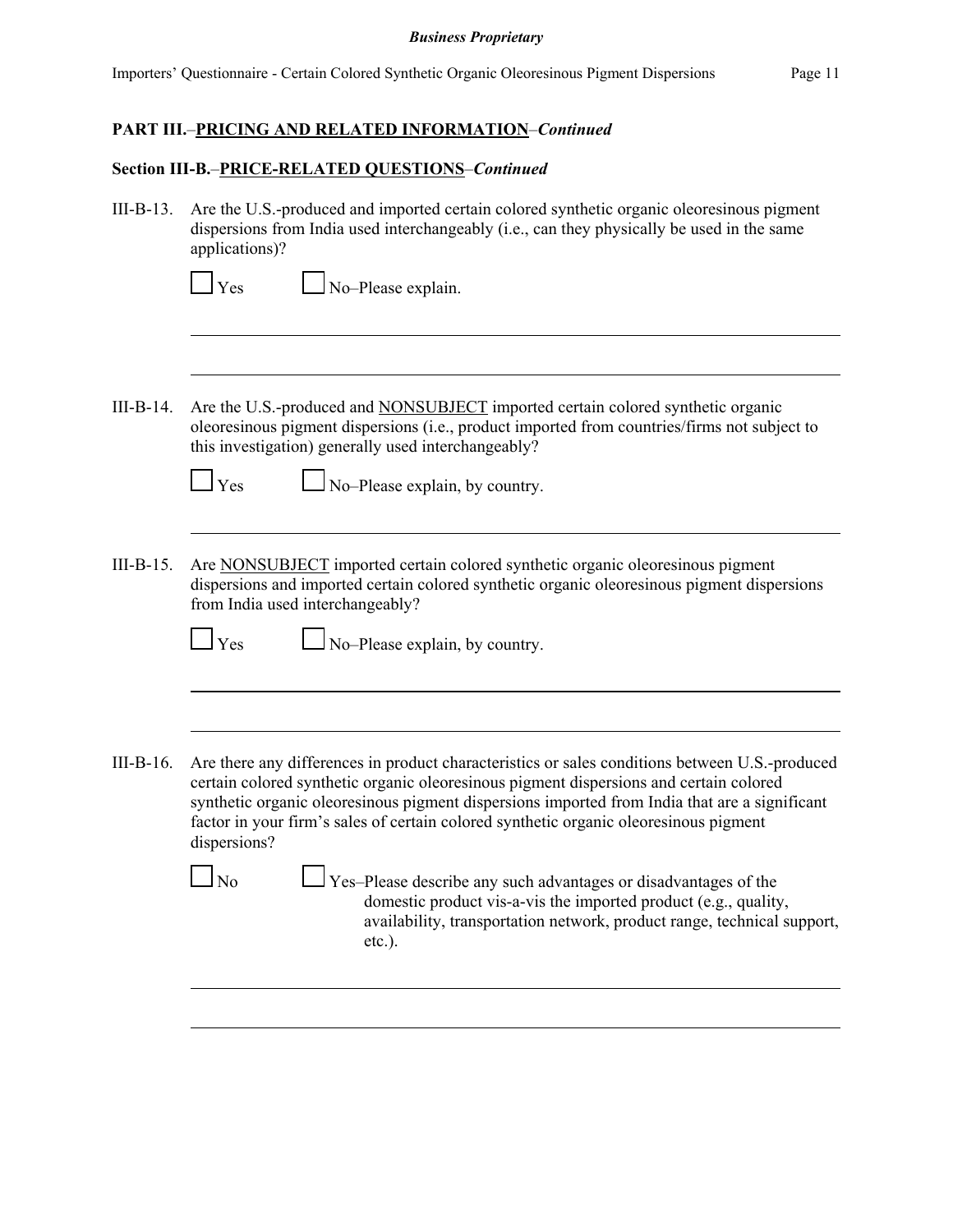**PART III.–PRICING AND RELATED INFORMATION–*Continued***

**Section III-B.–PRICE-RELATED QUESTIONS–*Continued***

III-B-13. Are the U.S.-produced and imported certain colored synthetic organic oleoresinous pigment dispersions from India used interchangeably (i.e., can they physically be used in the same applications)?

☐ Yes ☐ No–Please explain.

III-B-14. Are the U.S.-produced and NONSUBJECT imported certain colored synthetic organic oleoresinous pigment dispersions (i.e., product imported from countries/firms not subject to this investigation) generally used interchangeably?

☐ Yes ☐ No–Please explain, by country.

III-B-15. Are NONSUBJECT imported certain colored synthetic organic oleoresinous pigment dispersions and imported certain colored synthetic organic oleoresinous pigment dispersions from India used interchangeably?

☐ Yes ☐ No–Please explain, by country.

III-B-16. Are there any differences in product characteristics or sales conditions between U.S.-produced certain colored synthetic organic oleoresinous pigment dispersions and certain colored synthetic organic oleoresinous pigment dispersions imported from India that are a significant factor in your firm's sales of certain colored synthetic organic oleoresinous pigment dispersions?

☐ No ☐ Yes–Please describe any such advantages or disadvantages of the domestic product vis-a-vis the imported product (e.g., quality, availability, transportation network, product range, technical support, etc.).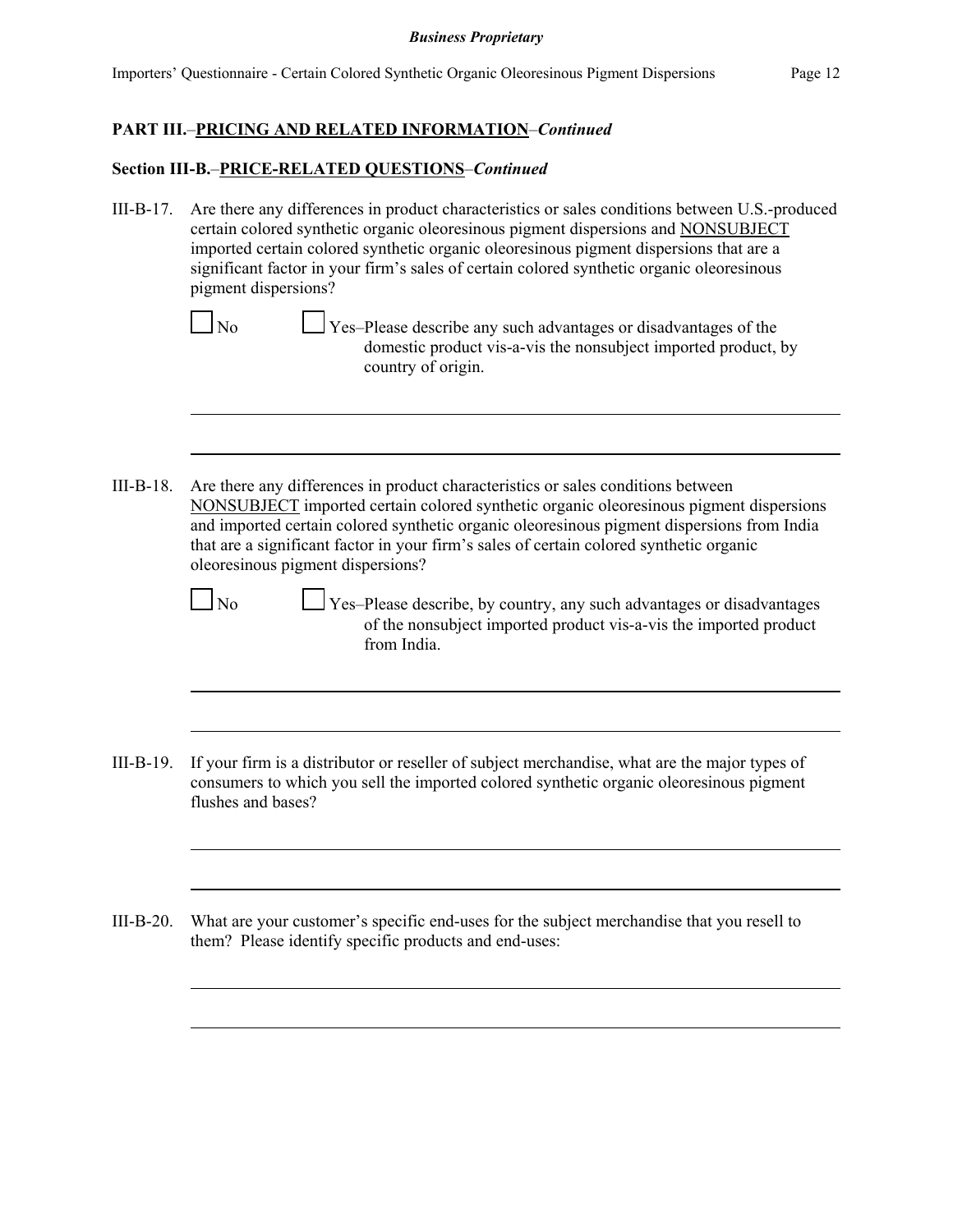## PART III.–PRICING AND RELATED INFORMATION–*Continued*

### Section III-B.–PRICE-RELATED QUESTIONS–*Continued*

III-B-17. Are there any differences in product characteristics or sales conditions between U.S.-produced certain colored synthetic organic oleoresinous pigment dispersions and NONSUBJECT imported certain colored synthetic organic oleoresinous pigment dispersions that are a significant factor in your firm's sales of certain colored synthetic organic oleoresinous pigment dispersions?

☐ No ☐ Yes–Please describe any such advantages or disadvantages of the domestic product vis-a-vis the nonsubject imported product, by country of origin.

III-B-18. Are there any differences in product characteristics or sales conditions between NONSUBJECT imported certain colored synthetic organic oleoresinous pigment dispersions and imported certain colored synthetic organic oleoresinous pigment dispersions from India that are a significant factor in your firm's sales of certain colored synthetic organic oleoresinous pigment dispersions?

☐ No ☐ Yes–Please describe, by country, any such advantages or disadvantages of the nonsubject imported product vis-a-vis the imported product from India.

III-B-19. If your firm is a distributor or reseller of subject merchandise, what are the major types of consumers to which you sell the imported colored synthetic organic oleoresinous pigment flushes and bases?

III-B-20. What are your customer's specific end-uses for the subject merchandise that you resell to them? Please identify specific products and end-uses: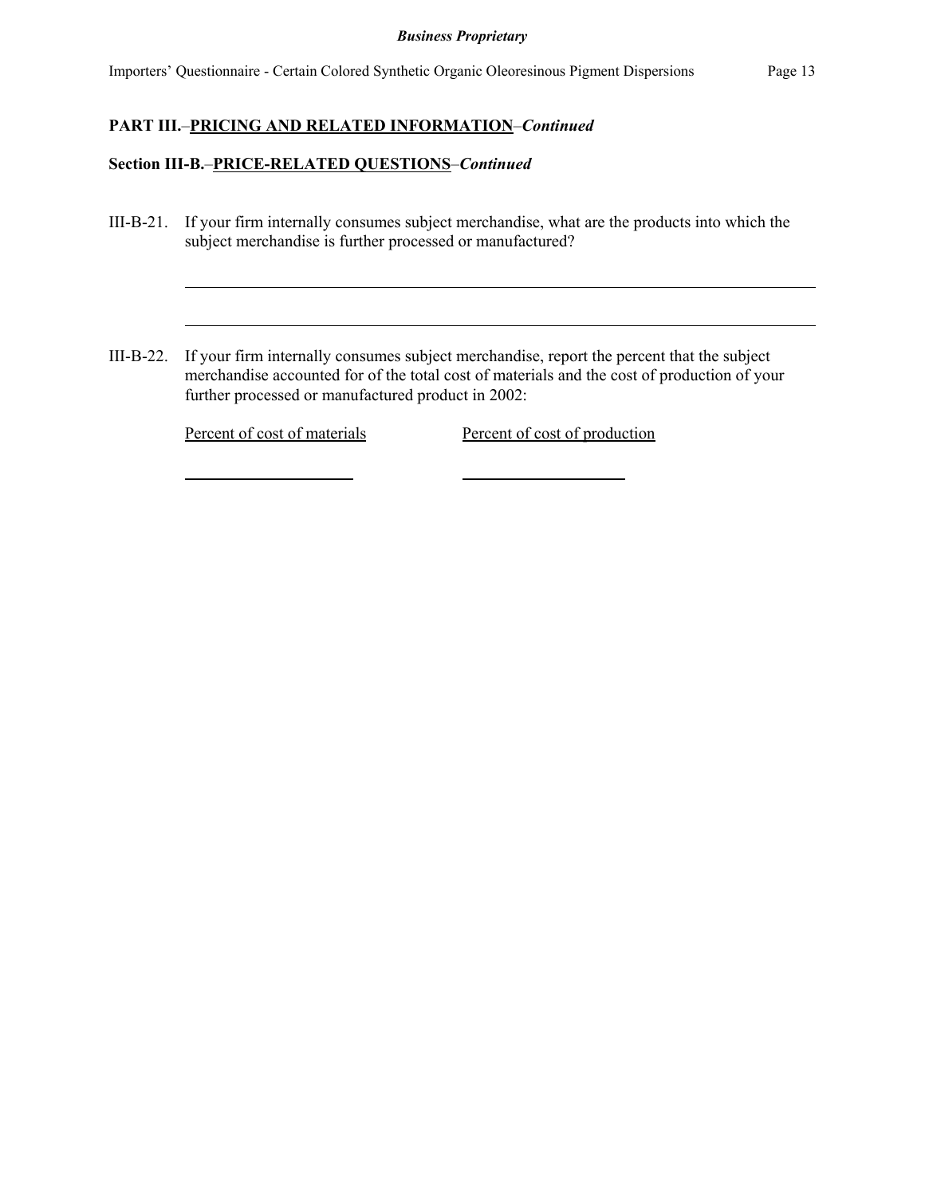## PART III.–PRICING AND RELATED INFORMATION–*Continued*

### Section III-B.–PRICE-RELATED QUESTIONS–*Continued*

III-B-21. If your firm internally consumes subject merchandise, what are the products into which the subject merchandise is further processed or manufactured?

\_\_\_\_\_\_\_\_\_\_\_\_\_\_\_\_\_\_\_\_\_\_\_\_\_\_\_\_\_\_\_\_\_\_\_\_\_\_\_\_\_\_\_\_\_\_\_\_\_\_\_\_\_\_\_\_\_\_\_\_\_\_\_\_\_\_\_\_\_\_

\_\_\_\_\_\_\_\_\_\_\_\_\_\_\_\_\_\_\_\_\_\_\_\_\_\_\_\_\_\_\_\_\_\_\_\_\_\_\_\_\_\_\_\_\_\_\_\_\_\_\_\_\_\_\_\_\_\_\_\_\_\_\_\_\_\_\_\_\_\_

III-B-22. If your firm internally consumes subject merchandise, report the percent that the subject merchandise accounted for of the total cost of materials and the cost of production of your further processed or manufactured product in 2002:

| Percent of cost of materials | Percent of cost of production |
| --- | --- |
| \_\_\_\_\_\_\_\_\_\_\_\_\_\_\_\_\_\_\_\_ | \_\_\_\_\_\_\_\_\_\_\_\_\_\_\_\_\_\_\_\_ |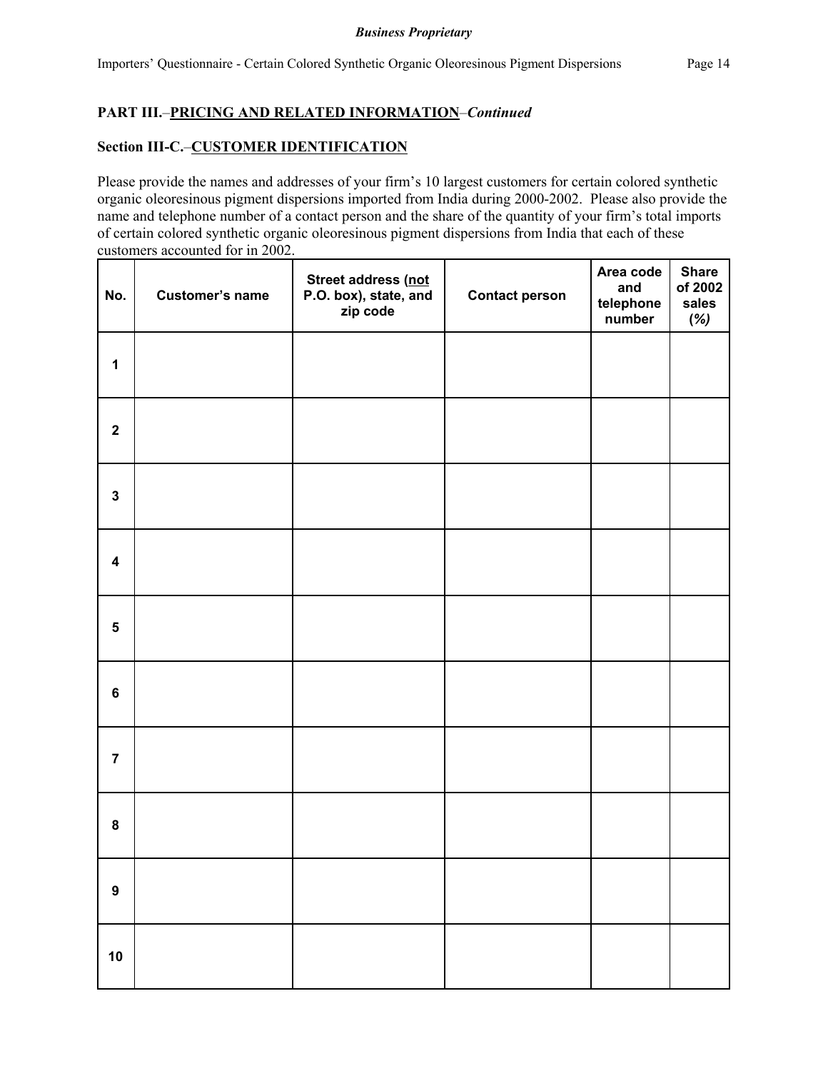## PART III.–PRICING AND RELATED INFORMATION–*Continued*

### Section III-C.–CUSTOMER IDENTIFICATION

Please provide the names and addresses of your firm's 10 largest customers for certain colored synthetic organic oleoresinous pigment dispersions imported from India during 2000-2002. Please also provide the name and telephone number of a contact person and the share of the quantity of your firm's total imports of certain colored synthetic organic oleoresinous pigment dispersions from India that each of these customers accounted for in 2002.

| No. | Customer's name | Street address (not P.O. box), state, and zip code | Contact person | Area code and telephone number | Share of 2002 sales *(%)* |
|---|---|---|---|---|---|
| 1 | | | | | |
| 2 | | | | | |
| 3 | | | | | |
| 4 | | | | | |
| 5 | | | | | |
| 6 | | | | | |
| 7 | | | | | |
| 8 | | | | | |
| 9 | | | | | |
| 10 | | | | | |